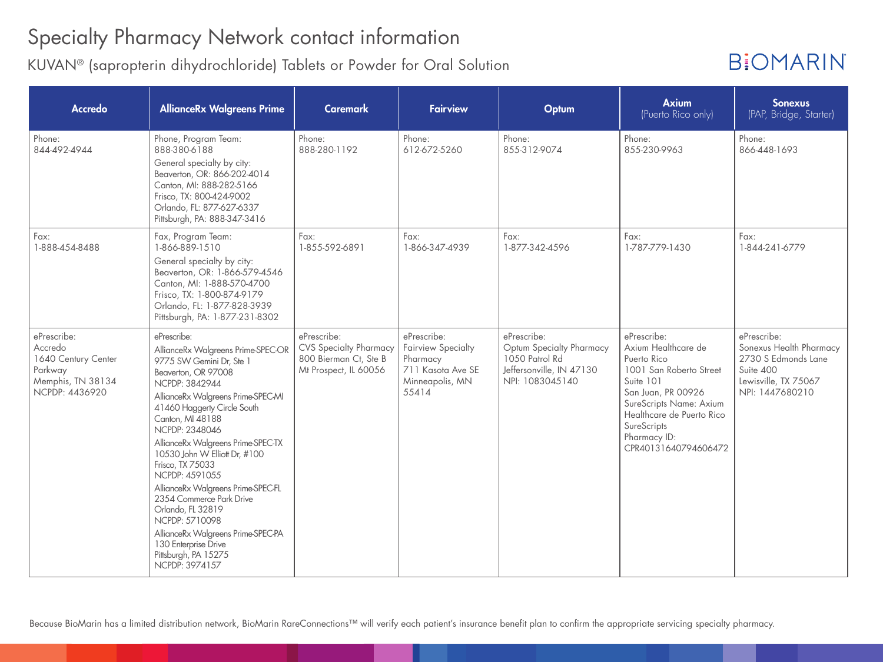# Specialty Pharmacy Network contact information

## KUVAN® (sapropterin dihydrochloride) Tablets or Powder for Oral Solution

BIOMARIN®

| Accredo | AllianceRx Walgreens Prime | Caremark | Fairview | Optum | Axium (Puerto Rico only) | Sonexus (PAP, Bridge, Starter) |
|---|---|---|---|---|---|---|
| Phone: 844-492-4944 | Phone, Program Team: 888-380-6188<br>General specialty by city:<br>Beaverton, OR: 866-202-4014<br>Canton, MI: 888-282-5166<br>Frisco, TX: 800-424-9002<br>Orlando, FL: 877-627-6337<br>Pittsburgh, PA: 888-347-3416 | Phone: 888-280-1192 | Phone: 612-672-5260 | Phone: 855-312-9074 | Phone: 855-230-9963 | Phone: 866-448-1693 |
| Fax: 1-888-454-8488 | Fax, Program Team: 1-866-889-1510<br>General specialty by city:<br>Beaverton, OR: 1-866-579-4546<br>Canton, MI: 1-888-570-4700<br>Frisco, TX: 1-800-874-9179<br>Orlando, FL: 1-877-828-3939<br>Pittsburgh, PA: 1-877-231-8302 | Fax: 1-855-592-6891 | Fax: 1-866-347-4939 | Fax: 1-877-342-4596 | Fax: 1-787-779-1430 | Fax: 1-844-241-6779 |
| ePrescribe:<br>Accredo<br>1640 Century Center Parkway<br>Memphis, TN 38134<br>NCPDP: 4436920 | ePrescribe:<br>AllianceRx Walgreens Prime-SPEC-OR<br>9775 SW Gemini Dr, Ste 1<br>Beaverton, OR 97008<br>NCPDP: 3842944<br>AllianceRx Walgreens Prime-SPEC-MI<br>41460 Haggerty Circle South<br>Canton, MI 48188<br>NCPDP: 2348046<br>AllianceRx Walgreens Prime-SPEC-TX<br>10530 John W Elliott Dr, #100<br>Frisco, TX 75033<br>NCPDP: 4591055<br>AllianceRx Walgreens Prime-SPEC-FL<br>2354 Commerce Park Drive<br>Orlando, FL 32819<br>NCPDP: 5710098<br>AllianceRx Walgreens Prime-SPEC-PA<br>130 Enterprise Drive<br>Pittsburgh, PA 15275<br>NCPDP: 3974157 | ePrescribe:<br>CVS Specialty Pharmacy<br>800 Bierman Ct, Ste B<br>Mt Prospect, IL 60056 | ePrescribe:<br>Fairview Specialty Pharmacy<br>711 Kasota Ave SE<br>Minneapolis, MN 55414 | ePrescribe:<br>Optum Specialty Pharmacy<br>1050 Patrol Rd<br>Jeffersonville, IN 47130<br>NPI: 1083045140 | ePrescribe:<br>Axium Healthcare de Puerto Rico<br>1001 San Roberto Street<br>Suite 101<br>San Juan, PR 00926<br>SureScripts Name: Axium Healthcare de Puerto Rico<br>SureScripts Pharmacy ID: CPR40131640794606472 | ePrescribe:<br>Sonexus Health Pharmacy<br>2730 S Edmonds Lane<br>Suite 400<br>Lewisville, TX 75067<br>NPI: 1447680210 |

Because BioMarin has a limited distribution network, BioMarin RareConnections™ will verify each patient's insurance benefit plan to confirm the appropriate servicing specialty pharmacy.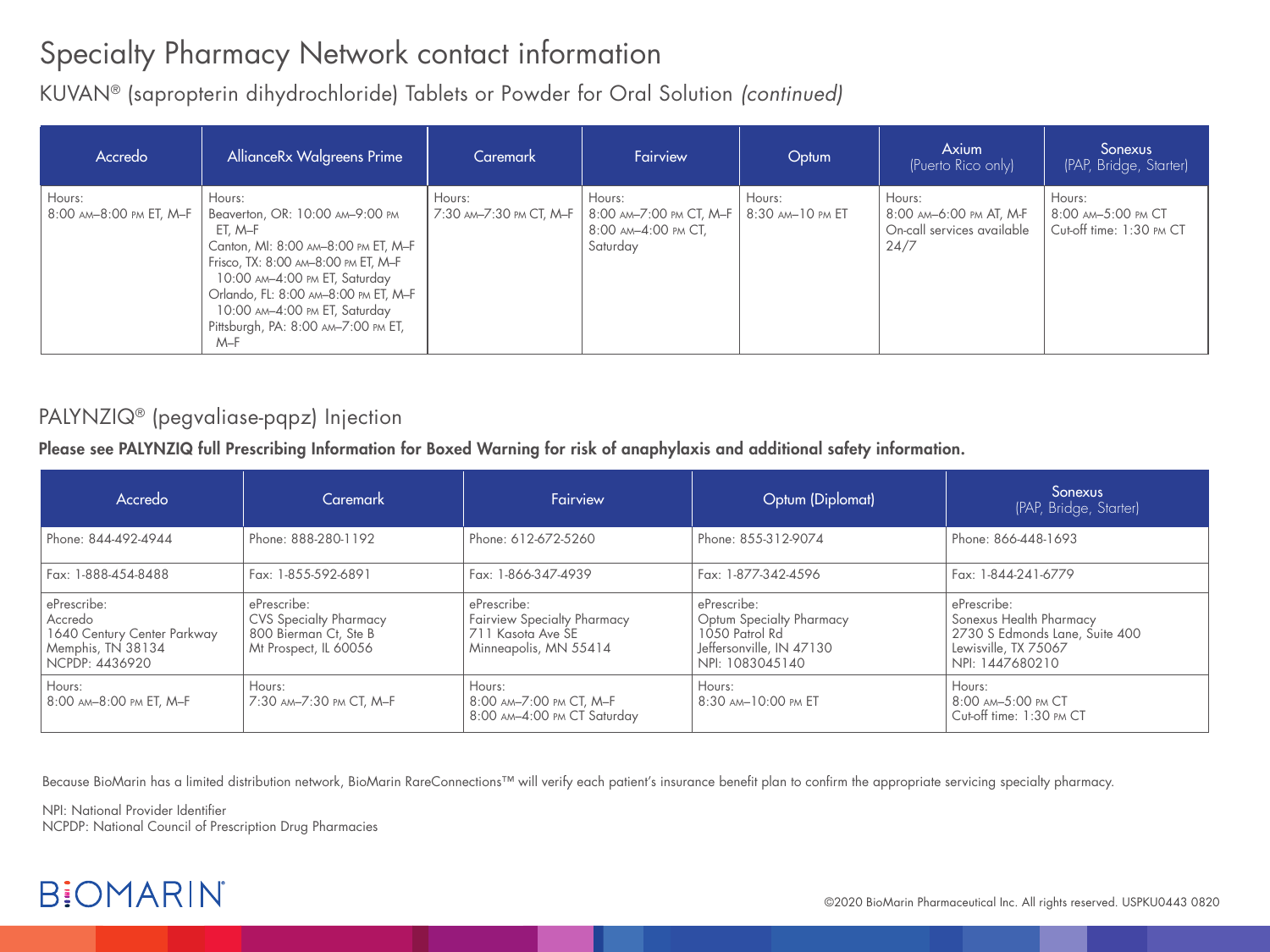# Specialty Pharmacy Network contact information

## KUVAN® (sapropterin dihydrochloride) Tablets or Powder for Oral Solution *(continued)*

| Accredo | AllianceRx Walgreens Prime | Caremark | Fairview | Optum | Axium (Puerto Rico only) | Sonexus (PAP, Bridge, Starter) |
|---|---|---|---|---|---|---|
| Hours: 8:00 AM–8:00 PM ET, M–F | Hours: Beaverton, OR: 10:00 AM–9:00 PM ET, M–F Canton, MI: 8:00 AM–8:00 PM ET, M–F Frisco, TX: 8:00 AM–8:00 PM ET, M–F 10:00 AM–4:00 PM ET, Saturday Orlando, FL: 8:00 AM–8:00 PM ET, M–F 10:00 AM–4:00 PM ET, Saturday Pittsburgh, PA: 8:00 AM–7:00 PM ET, M–F | Hours: 7:30 AM–7:30 PM CT, M–F | Hours: 8:00 AM–7:00 PM CT, M–F 8:00 AM–4:00 PM CT, Saturday | Hours: 8:30 AM–10 PM ET | Hours: 8:00 AM–6:00 PM AT, M-F On-call services available 24/7 | Hours: 8:00 AM–5:00 PM CT Cut-off time: 1:30 PM CT |

## PALYNZIQ® (pegvaliase-pqpz) Injection

**Please see PALYNZIQ full Prescribing Information for Boxed Warning for risk of anaphylaxis and additional safety information.**

| Accredo | Caremark | Fairview | Optum (Diplomat) | Sonexus (PAP, Bridge, Starter) |
|---|---|---|---|---|
| Phone: 844-492-4944 | Phone: 888-280-1192 | Phone: 612-672-5260 | Phone: 855-312-9074 | Phone: 866-448-1693 |
| Fax: 1-888-454-8488 | Fax: 1-855-592-6891 | Fax: 1-866-347-4939 | Fax: 1-877-342-4596 | Fax: 1-844-241-6779 |
| ePrescribe: Accredo 1640 Century Center Parkway Memphis, TN 38134 NCPDP: 4436920 | ePrescribe: CVS Specialty Pharmacy 800 Bierman Ct, Ste B Mt Prospect, IL 60056 | ePrescribe: Fairview Specialty Pharmacy 711 Kasota Ave SE Minneapolis, MN 55414 | ePrescribe: Optum Specialty Pharmacy 1050 Patrol Rd Jeffersonville, IN 47130 NPI: 1083045140 | ePrescribe: Sonexus Health Pharmacy 2730 S Edmonds Lane, Suite 400 Lewisville, TX 75067 NPI: 1447680210 |
| Hours: 8:00 AM–8:00 PM ET, M–F | Hours: 7:30 AM–7:30 PM CT, M–F | Hours: 8:00 AM–7:00 PM CT, M–F 8:00 AM–4:00 PM CT Saturday | Hours: 8:30 AM–10:00 PM ET | Hours: 8:00 AM–5:00 PM CT Cut-off time: 1:30 PM CT |

Because BioMarin has a limited distribution network, BioMarin RareConnections™ will verify each patient's insurance benefit plan to confirm the appropriate servicing specialty pharmacy.

NPI: National Provider Identifier
NCPDP: National Council of Prescription Drug Pharmacies

BIOMARIN®

©2020 BioMarin Pharmaceutical Inc. All rights reserved. USPKU0443 0820